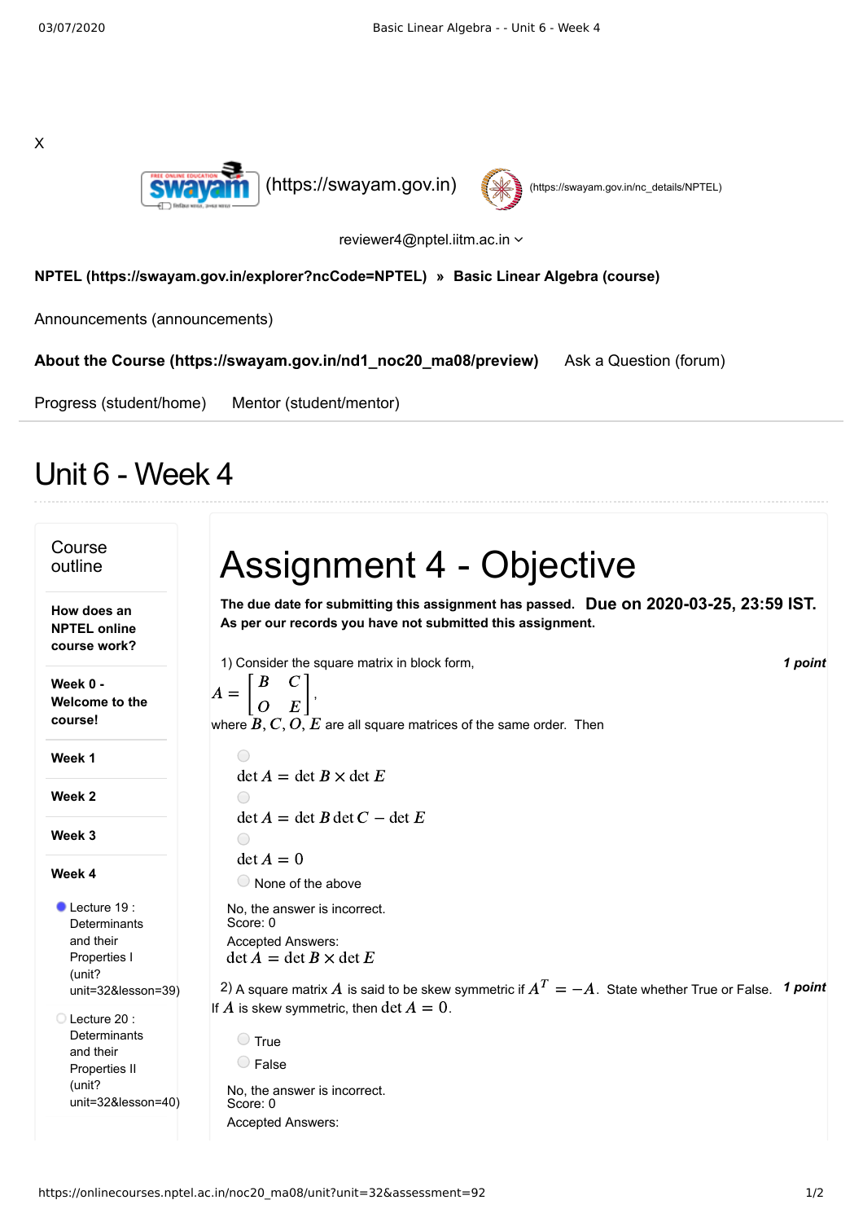X

(https://swayam.gov.in) (https://swayam.gov.in/nc_details/NPTEL)

reviewer4@nptel.iitm.ac.in

**NPTEL (https://swayam.gov.in/explorer?ncCode=NPTEL)** » **Basic Linear Algebra (course)**

Announcements (announcements)

**About the Course (https://swayam.gov.in/nd1_noc20_ma08/preview)** Ask a Question (forum)

Progress (student/home) Mentor (student/mentor)

# Unit 6 - Week 4

## Course outline

**How does an NPTEL online course work?**

**Week 0 - Welcome to the course!**

**Week 1**

**Week 2**

**Week 3**

**Week 4**

- Lecture 19 : Determinants and their Properties I (unit?unit=32&lesson=39)
- Lecture 20 : Determinants and their Properties II (unit?unit=32&lesson=40)

# Assignment 4 - Objective

**The due date for submitting this assignment has passed.** **Due on 2020-03-25, 23:59 IST.**
**As per our records you have not submitted this assignment.**

1) Consider the square matrix in block form, ***1 point***

$$A = \begin{bmatrix} B & C \\ O & E \end{bmatrix},$$

where $B, C, O, E$ are all square matrices of the same order. Then

- $\det A = \det B \times \det E$
- $\det A = \det B \det C - \det E$
- $\det A = 0$
- None of the above

No, the answer is incorrect.
Score: 0

Accepted Answers:
$\det A = \det B \times \det E$

2) A square matrix $A$ is said to be skew symmetric if $A^T = -A$. State whether True or False. ***1 point***
If $A$ is skew symmetric, then $\det A = 0$.

- True
- False

No, the answer is incorrect.
Score: 0

Accepted Answers: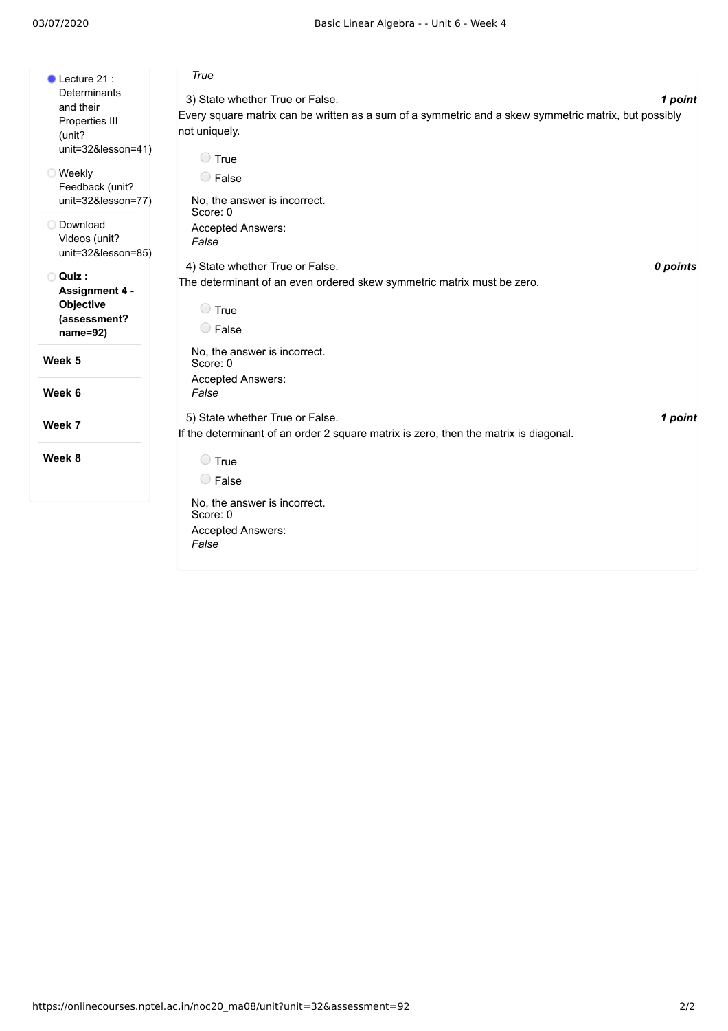- Lecture 21 : Determinants and their Properties III (unit?unit=32&lesson=41)
- Weekly Feedback (unit?unit=32&lesson=77)
- Download Videos (unit?unit=32&lesson=85)
- **Quiz : Assignment 4 - Objective (assessment?name=92)**

**Week 5**

**Week 6**

**Week 7**

**Week 8**

*True*

3) State whether True or False. ***1 point***

Every square matrix can be written as a sum of a symmetric and a skew symmetric matrix, but possibly not uniquely.

- True
- False

No, the answer is incorrect.
Score: 0

Accepted Answers:
*False*

4) State whether True or False. ***0 points***

The determinant of an even ordered skew symmetric matrix must be zero.

- True
- False

No, the answer is incorrect.
Score: 0

Accepted Answers:
*False*

5) State whether True or False. ***1 point***

If the determinant of an order 2 square matrix is zero, then the matrix is diagonal.

- True
- False

No, the answer is incorrect.
Score: 0

Accepted Answers:
*False*